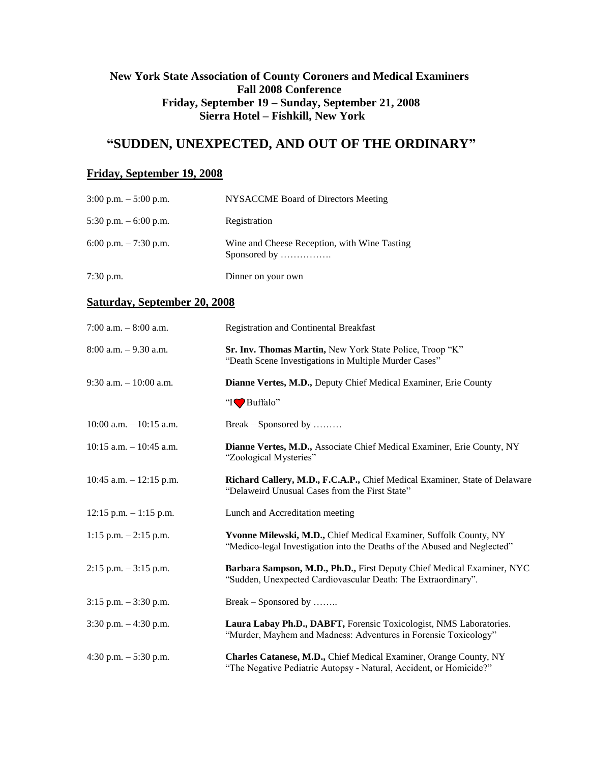**New York State Association of County Coroners and Medical Examiners**
**Fall 2008 Conference**
**Friday, September 19 – Sunday, September 21, 2008**
**Sierra Hotel – Fishkill, New York**

# "SUDDEN, UNEXPECTED, AND OUT OF THE ORDINARY"

## Friday, September 19, 2008

| | |
|---|---|
| 3:00 p.m. – 5:00 p.m. | NYSACCME Board of Directors Meeting |
| 5:30 p.m. – 6:00 p.m. | Registration |
| 6:00 p.m. – 7:30 p.m. | Wine and Cheese Reception, with Wine Tasting Sponsored by ……………. |
| 7:30 p.m. | Dinner on your own |

## Saturday, September 20, 2008

| | |
|---|---|
| 7:00 a.m. – 8:00 a.m. | Registration and Continental Breakfast |
| 8:00 a.m. – 9.30 a.m. | **Sr. Inv. Thomas Martin,** New York State Police, Troop "K" "Death Scene Investigations in Multiple Murder Cases" |
| 9:30 a.m. – 10:00 a.m. | **Dianne Vertes, M.D.,** Deputy Chief Medical Examiner, Erie County "I ♥ Buffalo" |
| 10:00 a.m. – 10:15 a.m. | Break – Sponsored by ……… |
| 10:15 a.m. – 10:45 a.m. | **Dianne Vertes, M.D.,** Associate Chief Medical Examiner, Erie County, NY "Zoological Mysteries" |
| 10:45 a.m. – 12:15 p.m. | **Richard Callery, M.D., F.C.A.P.,** Chief Medical Examiner, State of Delaware "Delaweird Unusual Cases from the First State" |
| 12:15 p.m. – 1:15 p.m. | Lunch and Accreditation meeting |
| 1:15 p.m. – 2:15 p.m. | **Yvonne Milewski, M.D.,** Chief Medical Examiner, Suffolk County, NY "Medico-legal Investigation into the Deaths of the Abused and Neglected" |
| 2:15 p.m. – 3:15 p.m. | **Barbara Sampson, M.D., Ph.D.,** First Deputy Chief Medical Examiner, NYC "Sudden, Unexpected Cardiovascular Death: The Extraordinary". |
| 3:15 p.m. – 3:30 p.m. | Break – Sponsored by …….. |
| 3:30 p.m. – 4:30 p.m. | **Laura Labay Ph.D., DABFT,** Forensic Toxicologist, NMS Laboratories. "Murder, Mayhem and Madness: Adventures in Forensic Toxicology" |
| 4:30 p.m. – 5:30 p.m. | **Charles Catanese, M.D.,** Chief Medical Examiner, Orange County, NY "The Negative Pediatric Autopsy - Natural, Accident, or Homicide?" |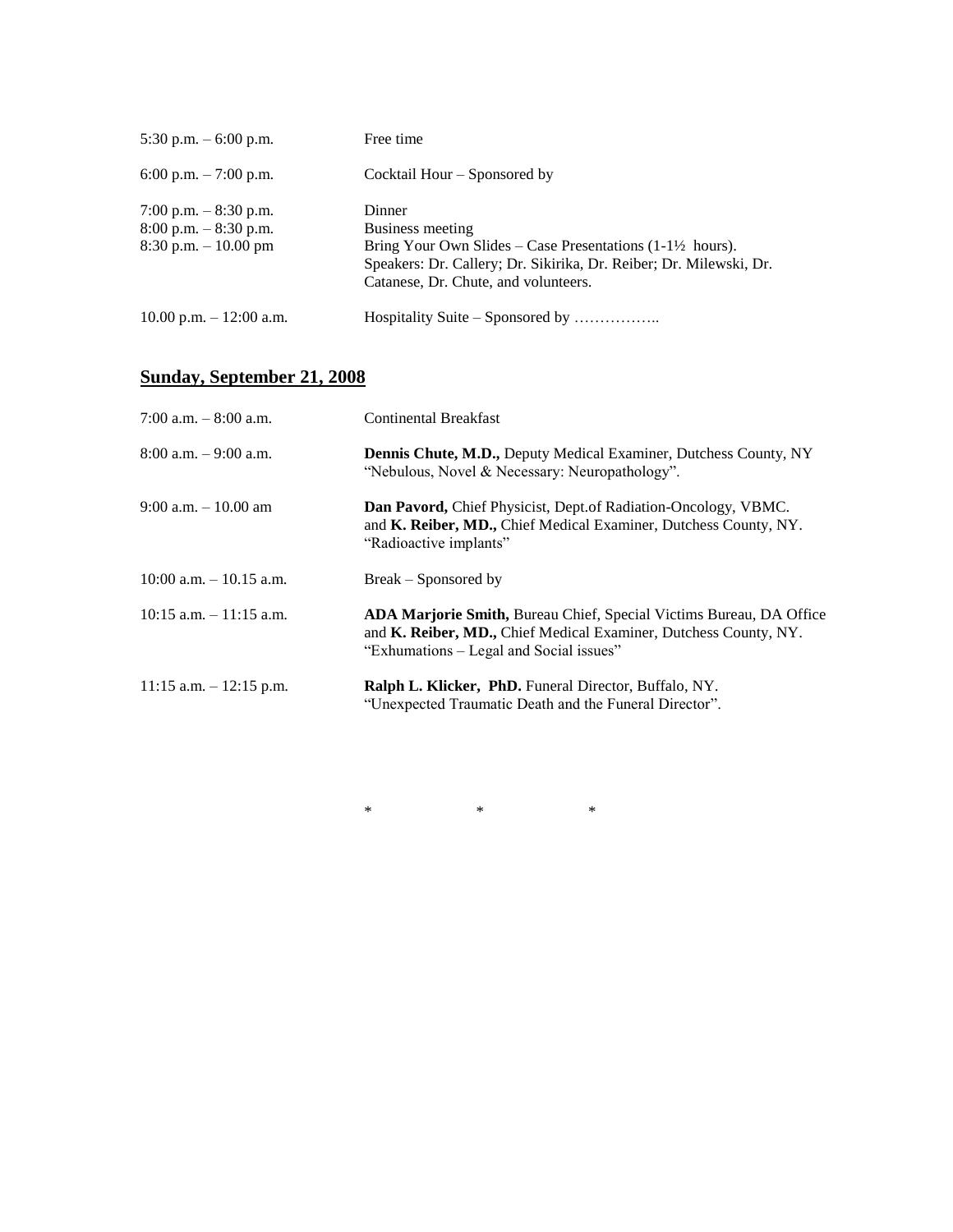| | |
|---|---|
| 5:30 p.m. – 6:00 p.m. | Free time |
| 6:00 p.m. – 7:00 p.m. | Cocktail Hour – Sponsored by |
| 7:00 p.m. – 8:30 p.m. | Dinner |
| 8:00 p.m. – 8:30 p.m. | Business meeting |
| 8:30 p.m. – 10.00 pm | Bring Your Own Slides – Case Presentations (1-1½ hours). Speakers: Dr. Callery; Dr. Sikirika, Dr. Reiber; Dr. Milewski, Dr. Catanese, Dr. Chute, and volunteers. |
| 10.00 p.m. – 12:00 a.m. | Hospitality Suite – Sponsored by …………….. |

## Sunday, September 21, 2008

| | |
|---|---|
| 7:00 a.m. – 8:00 a.m. | Continental Breakfast |
| 8:00 a.m. – 9:00 a.m. | **Dennis Chute, M.D.,** Deputy Medical Examiner, Dutchess County, NY "Nebulous, Novel & Necessary: Neuropathology". |
| 9:00 a.m. – 10.00 am | **Dan Pavord,** Chief Physicist, Dept.of Radiation-Oncology, VBMC. and **K. Reiber, MD.,** Chief Medical Examiner, Dutchess County, NY. "Radioactive implants" |
| 10:00 a.m. – 10.15 a.m. | Break – Sponsored by |
| 10:15 a.m. – 11:15 a.m. | **ADA Marjorie Smith,** Bureau Chief, Special Victims Bureau, DA Office and **K. Reiber, MD.,** Chief Medical Examiner, Dutchess County, NY. "Exhumations – Legal and Social issues" |
| 11:15 a.m. – 12:15 p.m. | **Ralph L. Klicker, PhD.** Funeral Director, Buffalo, NY. "Unexpected Traumatic Death and the Funeral Director". |

\* \* \*